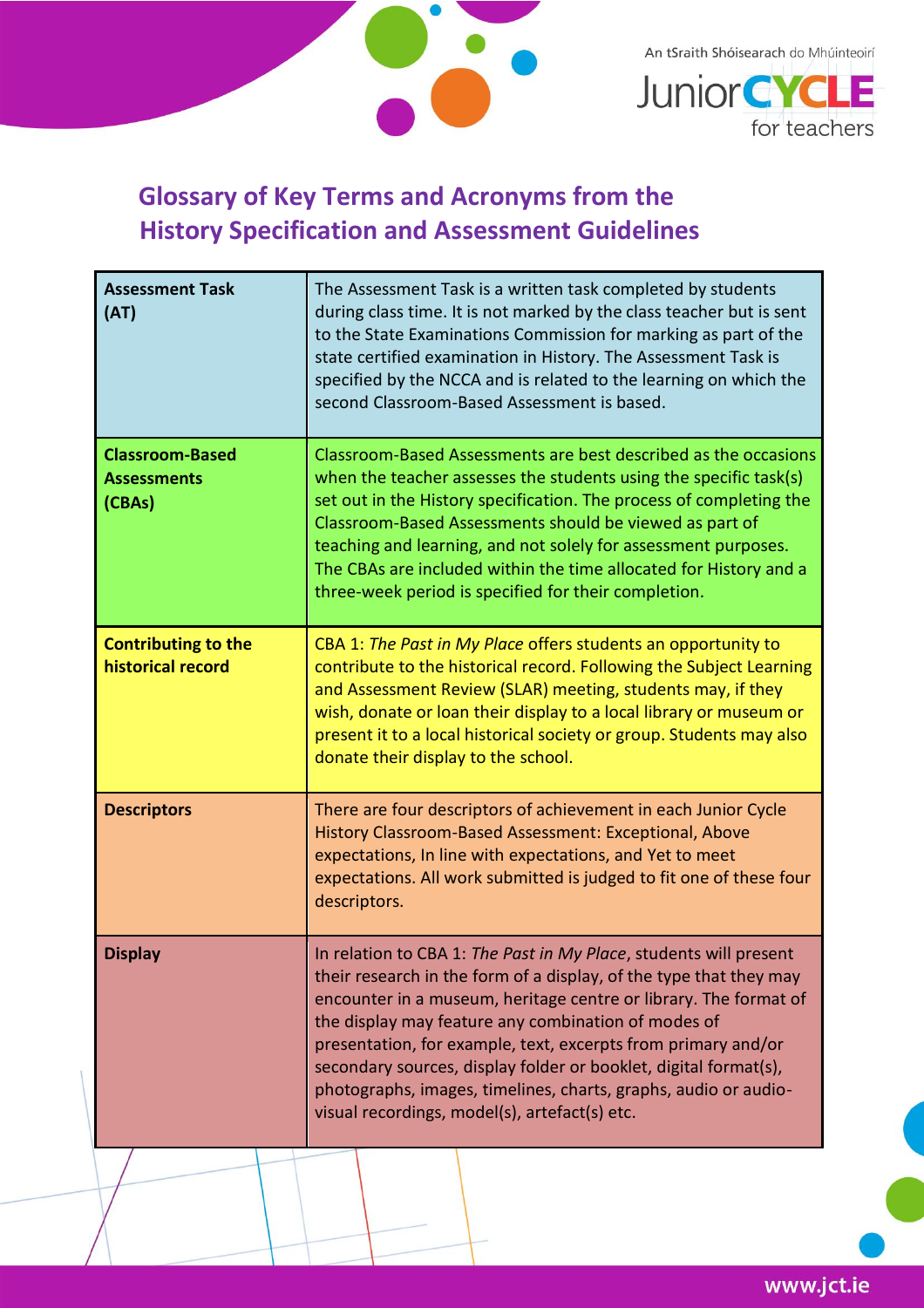## Glossary of Key Terms and Acronyms from the History Specification and Assessment Guidelines

| | |
|---|---|
| **Assessment Task (AT)** | The Assessment Task is a written task completed by students during class time. It is not marked by the class teacher but is sent to the State Examinations Commission for marking as part of the state certified examination in History. The Assessment Task is specified by the NCCA and is related to the learning on which the second Classroom-Based Assessment is based. |
| **Classroom-Based Assessments (CBAs)** | Classroom-Based Assessments are best described as the occasions when the teacher assesses the students using the specific task(s) set out in the History specification. The process of completing the Classroom-Based Assessments should be viewed as part of teaching and learning, and not solely for assessment purposes. The CBAs are included within the time allocated for History and a three-week period is specified for their completion. |
| **Contributing to the historical record** | CBA 1: *The Past in My Place* offers students an opportunity to contribute to the historical record. Following the Subject Learning and Assessment Review (SLAR) meeting, students may, if they wish, donate or loan their display to a local library or museum or present it to a local historical society or group. Students may also donate their display to the school. |
| **Descriptors** | There are four descriptors of achievement in each Junior Cycle History Classroom-Based Assessment: Exceptional, Above expectations, In line with expectations, and Yet to meet expectations. All work submitted is judged to fit one of these four descriptors. |
| **Display** | In relation to CBA 1: *The Past in My Place*, students will present their research in the form of a display, of the type that they may encounter in a museum, heritage centre or library. The format of the display may feature any combination of modes of presentation, for example, text, excerpts from primary and/or secondary sources, display folder or booklet, digital format(s), photographs, images, timelines, charts, graphs, audio or audio-visual recordings, model(s), artefact(s) etc. |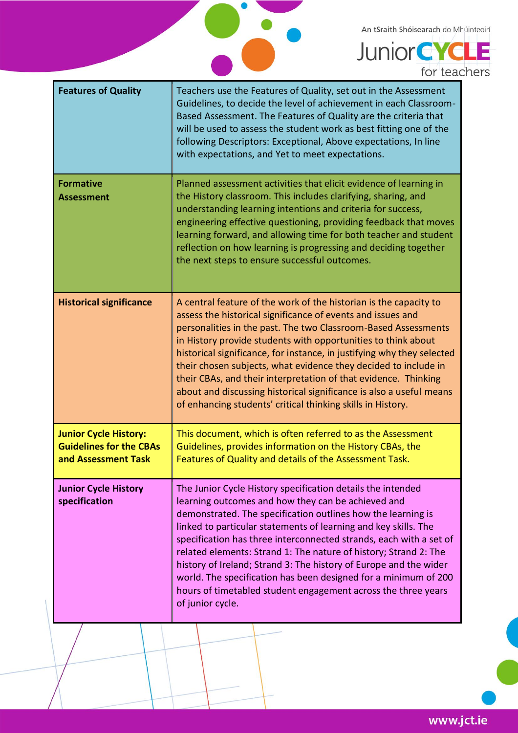| | |
|---|---|
| **Features of Quality** | Teachers use the Features of Quality, set out in the Assessment Guidelines, to decide the level of achievement in each Classroom-Based Assessment. The Features of Quality are the criteria that will be used to assess the student work as best fitting one of the following Descriptors: Exceptional, Above expectations, In line with expectations, and Yet to meet expectations. |
| **Formative Assessment** | Planned assessment activities that elicit evidence of learning in the History classroom. This includes clarifying, sharing, and understanding learning intentions and criteria for success, engineering effective questioning, providing feedback that moves learning forward, and allowing time for both teacher and student reflection on how learning is progressing and deciding together the next steps to ensure successful outcomes. |
| **Historical significance** | A central feature of the work of the historian is the capacity to assess the historical significance of events and issues and personalities in the past. The two Classroom-Based Assessments in History provide students with opportunities to think about historical significance, for instance, in justifying why they selected their chosen subjects, what evidence they decided to include in their CBAs, and their interpretation of that evidence. Thinking about and discussing historical significance is also a useful means of enhancing students' critical thinking skills in History. |
| **Junior Cycle History: Guidelines for the CBAs and Assessment Task** | This document, which is often referred to as the Assessment Guidelines, provides information on the History CBAs, the Features of Quality and details of the Assessment Task. |
| **Junior Cycle History specification** | The Junior Cycle History specification details the intended learning outcomes and how they can be achieved and demonstrated. The specification outlines how the learning is linked to particular statements of learning and key skills. The specification has three interconnected strands, each with a set of related elements: Strand 1: The nature of history; Strand 2: The history of Ireland; Strand 3: The history of Europe and the wider world. The specification has been designed for a minimum of 200 hours of timetabled student engagement across the three years of junior cycle. |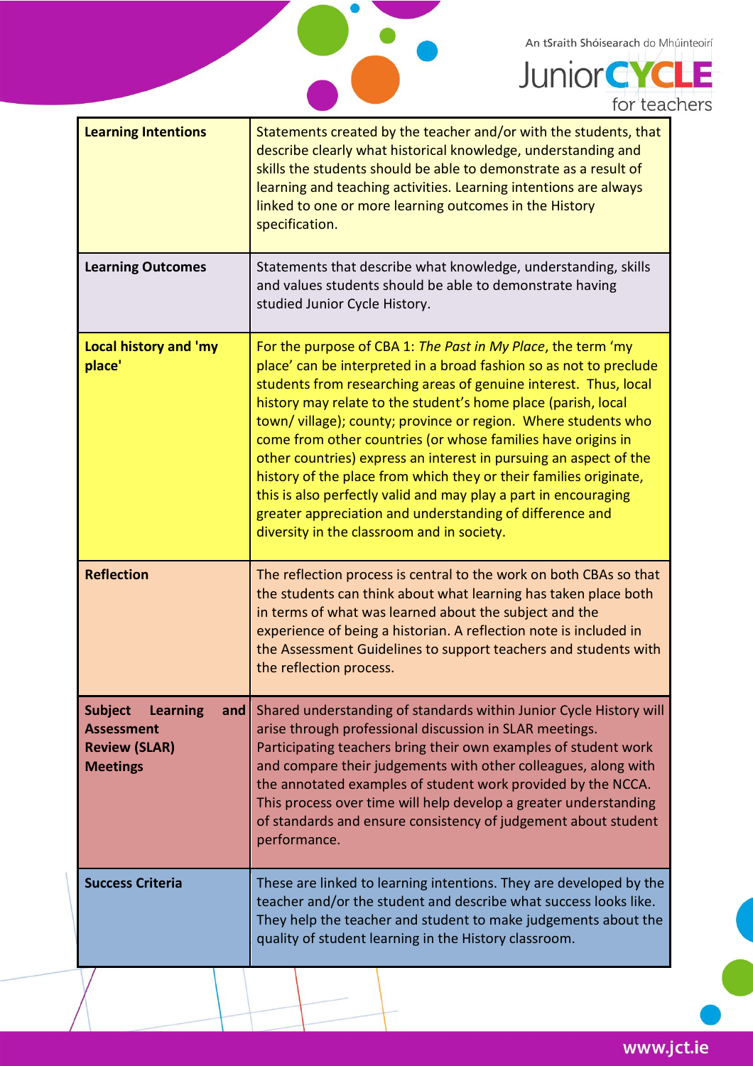| | |
|---|---|
| **Learning Intentions** | Statements created by the teacher and/or with the students, that describe clearly what historical knowledge, understanding and skills the students should be able to demonstrate as a result of learning and teaching activities. Learning intentions are always linked to one or more learning outcomes in the History specification. |
| **Learning Outcomes** | Statements that describe what knowledge, understanding, skills and values students should be able to demonstrate having studied Junior Cycle History. |
| **Local history and 'my place'** | For the purpose of CBA 1: *The Past in My Place*, the term 'my place' can be interpreted in a broad fashion so as not to preclude students from researching areas of genuine interest. Thus, local history may relate to the student's home place (parish, local town/ village); county; province or region. Where students who come from other countries (or whose families have origins in other countries) express an interest in pursuing an aspect of the history of the place from which they or their families originate, this is also perfectly valid and may play a part in encouraging greater appreciation and understanding of difference and diversity in the classroom and in society. |
| **Reflection** | The reflection process is central to the work on both CBAs so that the students can think about what learning has taken place both in terms of what was learned about the subject and the experience of being a historian. A reflection note is included in the Assessment Guidelines to support teachers and students with the reflection process. |
| **Subject Learning and Assessment Review (SLAR) Meetings** | Shared understanding of standards within Junior Cycle History will arise through professional discussion in SLAR meetings. Participating teachers bring their own examples of student work and compare their judgements with other colleagues, along with the annotated examples of student work provided by the NCCA. This process over time will help develop a greater understanding of standards and ensure consistency of judgement about student performance. |
| **Success Criteria** | These are linked to learning intentions. They are developed by the teacher and/or the student and describe what success looks like. They help the teacher and student to make judgements about the quality of student learning in the History classroom. |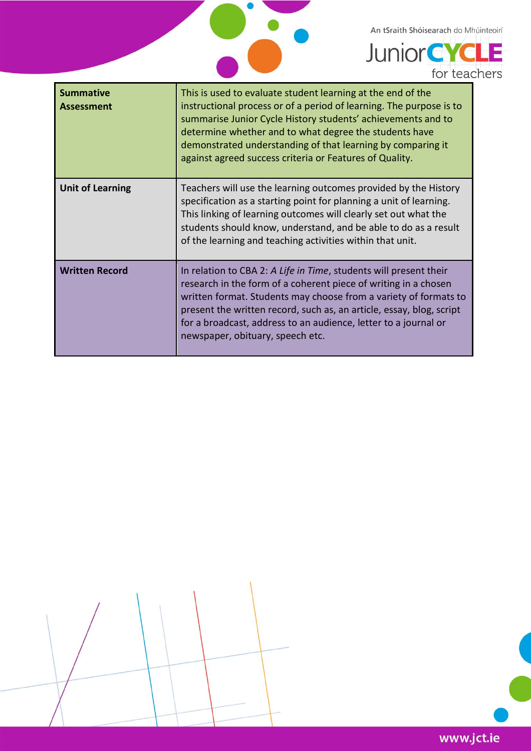| | |
|---|---|
| **Summative Assessment** | This is used to evaluate student learning at the end of the instructional process or of a period of learning. The purpose is to summarise Junior Cycle History students' achievements and to determine whether and to what degree the students have demonstrated understanding of that learning by comparing it against agreed success criteria or Features of Quality. |
| **Unit of Learning** | Teachers will use the learning outcomes provided by the History specification as a starting point for planning a unit of learning. This linking of learning outcomes will clearly set out what the students should know, understand, and be able to do as a result of the learning and teaching activities within that unit. |
| **Written Record** | In relation to CBA 2: *A Life in Time*, students will present their research in the form of a coherent piece of writing in a chosen written format. Students may choose from a variety of formats to present the written record, such as, an article, essay, blog, script for a broadcast, address to an audience, letter to a journal or newspaper, obituary, speech etc. |